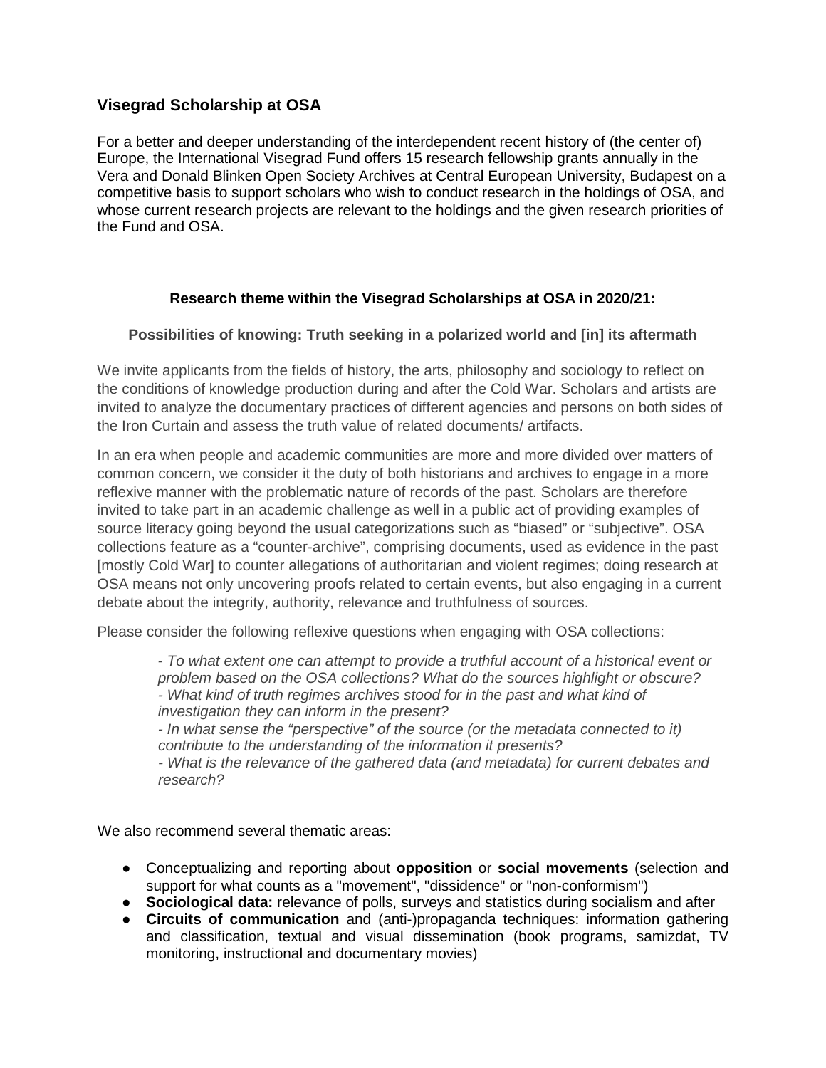## Visegrad Scholarship at OSA

For a better and deeper understanding of the interdependent recent history of (the center of) Europe, the International Visegrad Fund offers 15 research fellowship grants annually in the Vera and Donald Blinken Open Society Archives at Central European University, Budapest on a competitive basis to support scholars who wish to conduct research in the holdings of OSA, and whose current research projects are relevant to the holdings and the given research priorities of the Fund and OSA.

### Research theme within the Visegrad Scholarships at OSA in 2020/21:

#### Possibilities of knowing: Truth seeking in a polarized world and [in] its aftermath

We invite applicants from the fields of history, the arts, philosophy and sociology to reflect on the conditions of knowledge production during and after the Cold War. Scholars and artists are invited to analyze the documentary practices of different agencies and persons on both sides of the Iron Curtain and assess the truth value of related documents/ artifacts.

In an era when people and academic communities are more and more divided over matters of common concern, we consider it the duty of both historians and archives to engage in a more reflexive manner with the problematic nature of records of the past. Scholars are therefore invited to take part in an academic challenge as well in a public act of providing examples of source literacy going beyond the usual categorizations such as "biased" or "subjective". OSA collections feature as a "counter-archive", comprising documents, used as evidence in the past [mostly Cold War] to counter allegations of authoritarian and violent regimes; doing research at OSA means not only uncovering proofs related to certain events, but also engaging in a current debate about the integrity, authority, relevance and truthfulness of sources.

Please consider the following reflexive questions when engaging with OSA collections:

> *- To what extent one can attempt to provide a truthful account of a historical event or problem based on the OSA collections? What do the sources highlight or obscure?*
> *- What kind of truth regimes archives stood for in the past and what kind of investigation they can inform in the present?*
> *- In what sense the "perspective" of the source (or the metadata connected to it) contribute to the understanding of the information it presents?*
> *- What is the relevance of the gathered data (and metadata) for current debates and research?*

We also recommend several thematic areas:

- Conceptualizing and reporting about **opposition** or **social movements** (selection and support for what counts as a "movement", "dissidence" or "non-conformism")
- **Sociological data:** relevance of polls, surveys and statistics during socialism and after
- **Circuits of communication** and (anti-)propaganda techniques: information gathering and classification, textual and visual dissemination (book programs, samizdat, TV monitoring, instructional and documentary movies)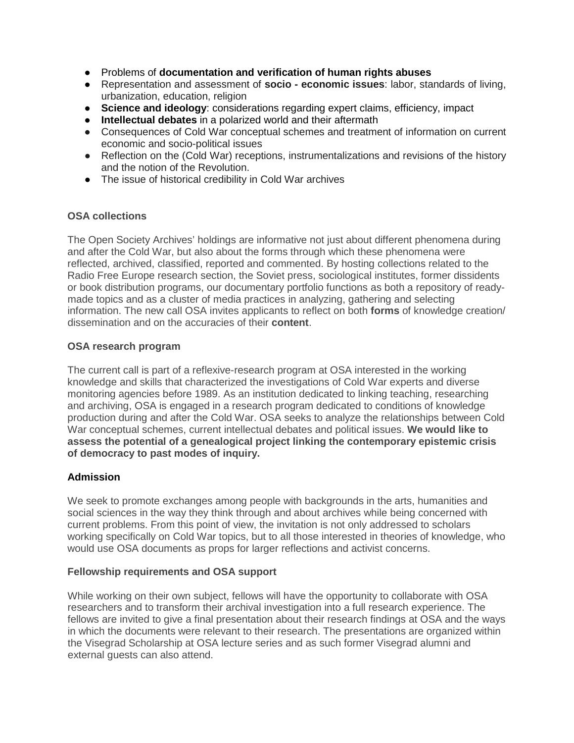- Problems of **documentation and verification of human rights abuses**
- Representation and assessment of **socio - economic issues**: labor, standards of living, urbanization, education, religion
- **Science and ideology**: considerations regarding expert claims, efficiency, impact
- **Intellectual debates** in a polarized world and their aftermath
- Consequences of Cold War conceptual schemes and treatment of information on current economic and socio-political issues
- Reflection on the (Cold War) receptions, instrumentalizations and revisions of the history and the notion of the Revolution.
- The issue of historical credibility in Cold War archives

**OSA collections**

The Open Society Archives' holdings are informative not just about different phenomena during and after the Cold War, but also about the forms through which these phenomena were reflected, archived, classified, reported and commented. By hosting collections related to the Radio Free Europe research section, the Soviet press, sociological institutes, former dissidents or book distribution programs, our documentary portfolio functions as both a repository of ready-made topics and as a cluster of media practices in analyzing, gathering and selecting information. The new call OSA invites applicants to reflect on both **forms** of knowledge creation/ dissemination and on the accuracies of their **content**.

**OSA research program**

The current call is part of a reflexive-research program at OSA interested in the working knowledge and skills that characterized the investigations of Cold War experts and diverse monitoring agencies before 1989. As an institution dedicated to linking teaching, researching and archiving, OSA is engaged in a research program dedicated to conditions of knowledge production during and after the Cold War. OSA seeks to analyze the relationships between Cold War conceptual schemes, current intellectual debates and political issues. **We would like to assess the potential of a genealogical project linking the contemporary epistemic crisis of democracy to past modes of inquiry.**

**Admission**

We seek to promote exchanges among people with backgrounds in the arts, humanities and social sciences in the way they think through and about archives while being concerned with current problems. From this point of view, the invitation is not only addressed to scholars working specifically on Cold War topics, but to all those interested in theories of knowledge, who would use OSA documents as props for larger reflections and activist concerns.

**Fellowship requirements and OSA support**

While working on their own subject, fellows will have the opportunity to collaborate with OSA researchers and to transform their archival investigation into a full research experience. The fellows are invited to give a final presentation about their research findings at OSA and the ways in which the documents were relevant to their research. The presentations are organized within the Visegrad Scholarship at OSA lecture series and as such former Visegrad alumni and external guests can also attend.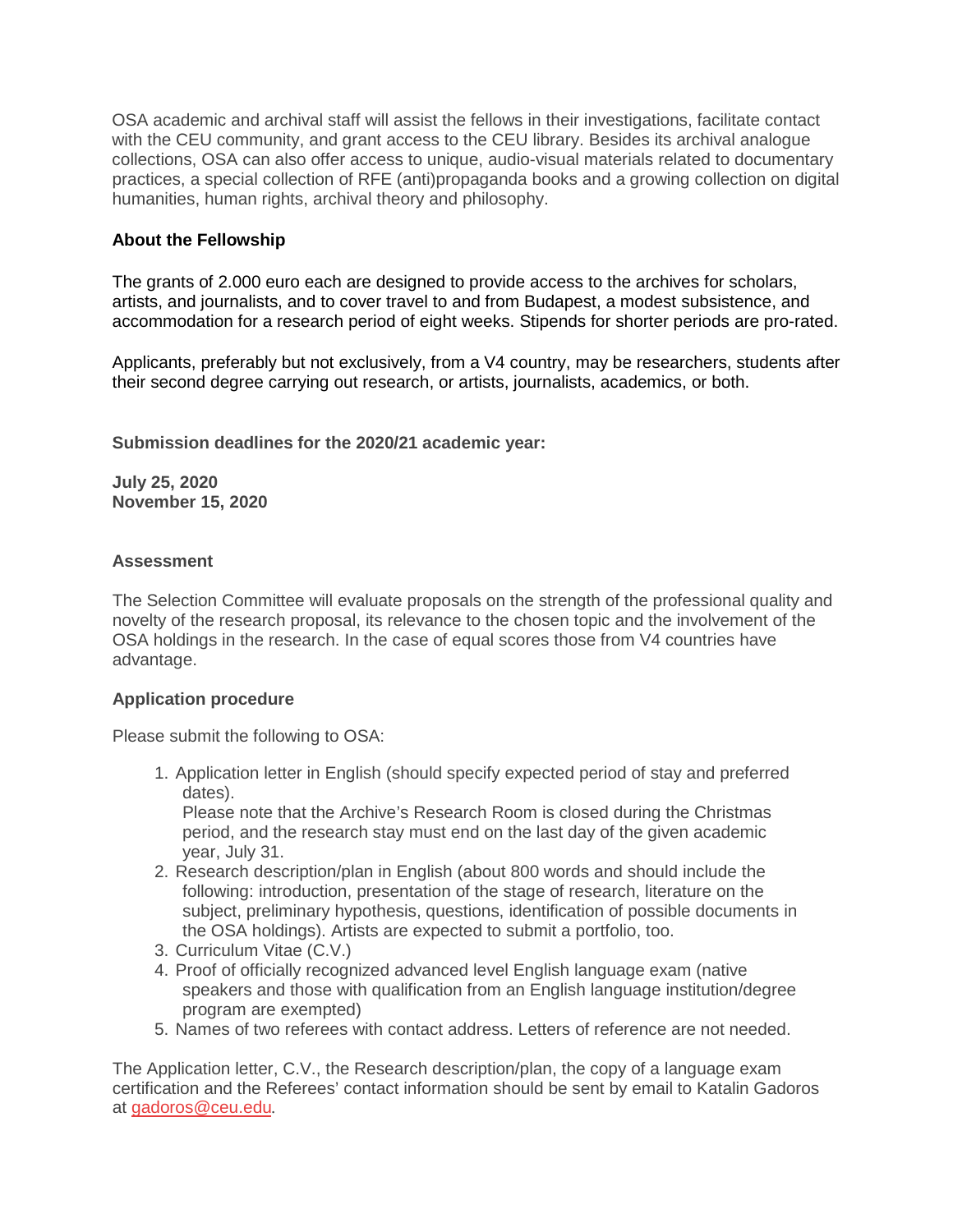OSA academic and archival staff will assist the fellows in their investigations, facilitate contact with the CEU community, and grant access to the CEU library. Besides its archival analogue collections, OSA can also offer access to unique, audio-visual materials related to documentary practices, a special collection of RFE (anti)propaganda books and a growing collection on digital humanities, human rights, archival theory and philosophy.

**About the Fellowship**

The grants of 2.000 euro each are designed to provide access to the archives for scholars, artists, and journalists, and to cover travel to and from Budapest, a modest subsistence, and accommodation for a research period of eight weeks. Stipends for shorter periods are pro-rated.

Applicants, preferably but not exclusively, from a V4 country, may be researchers, students after their second degree carrying out research, or artists, journalists, academics, or both.

**Submission deadlines for the 2020/21 academic year:**

**July 25, 2020**
**November 15, 2020**

**Assessment**

The Selection Committee will evaluate proposals on the strength of the professional quality and novelty of the research proposal, its relevance to the chosen topic and the involvement of the OSA holdings in the research. In the case of equal scores those from V4 countries have advantage.

**Application procedure**

Please submit the following to OSA:

1. Application letter in English (should specify expected period of stay and preferred dates).
   Please note that the Archive's Research Room is closed during the Christmas period, and the research stay must end on the last day of the given academic year, July 31.
2. Research description/plan in English (about 800 words and should include the following: introduction, presentation of the stage of research, literature on the subject, preliminary hypothesis, questions, identification of possible documents in the OSA holdings). Artists are expected to submit a portfolio, too.
3. Curriculum Vitae (C.V.)
4. Proof of officially recognized advanced level English language exam (native speakers and those with qualification from an English language institution/degree program are exempted)
5. Names of two referees with contact address. Letters of reference are not needed.

The Application letter, C.V., the Research description/plan, the copy of a language exam certification and the Referees' contact information should be sent by email to Katalin Gadoros at gadoros@ceu.edu.